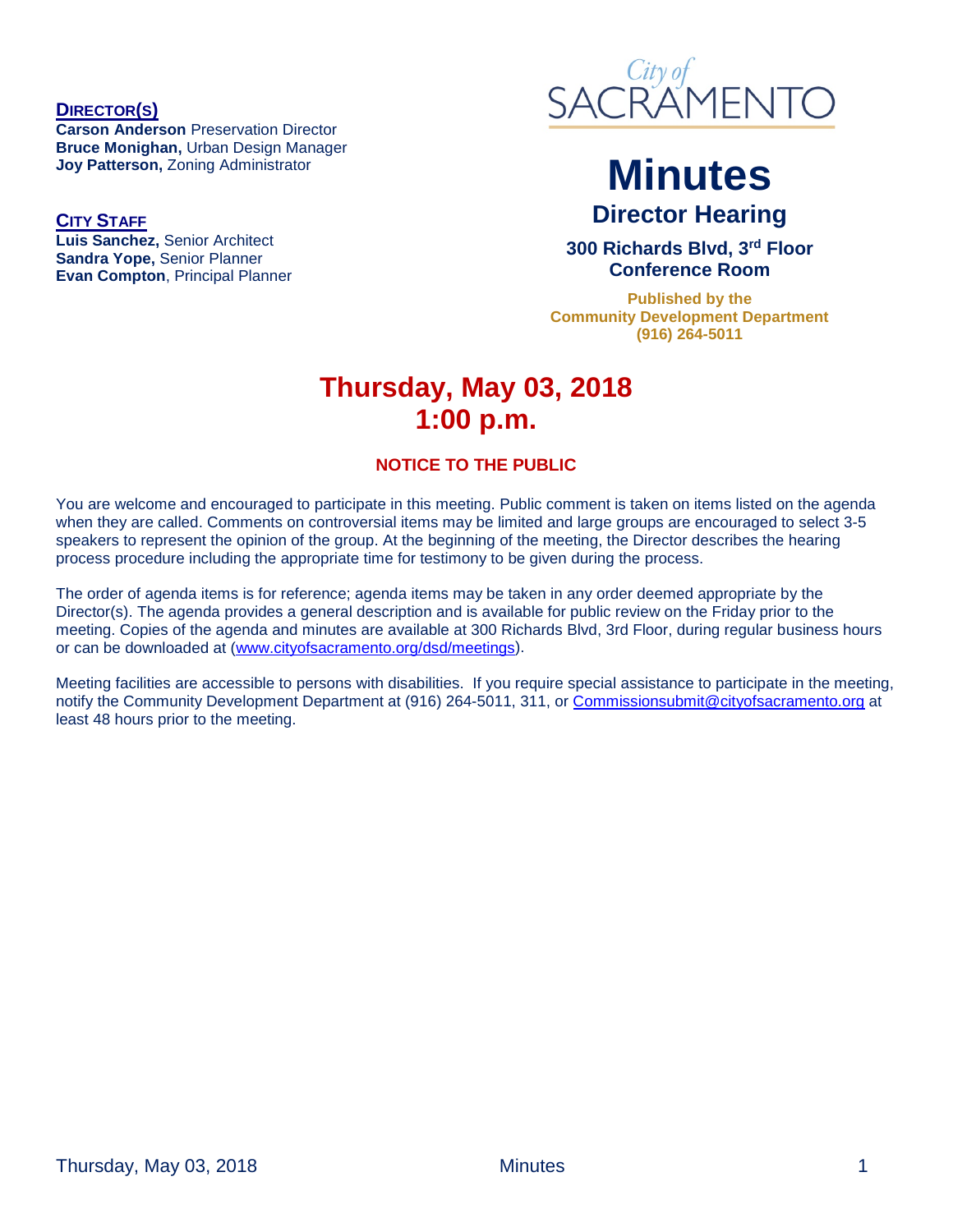**DIRECTOR(S)**
**Carson Anderson** Preservation Director
**Bruce Monighan,** Urban Design Manager
**Joy Patterson,** Zoning Administrator

**CITY STAFF**
**Luis Sanchez,** Senior Architect
**Sandra Yope,** Senior Planner
**Evan Compton**, Principal Planner

City of SACRAMENTO

# Minutes

## Director Hearing

### 300 Richards Blvd, 3rd Floor Conference Room

**Published by the Community Development Department (916) 264-5011**

## Thursday, May 03, 2018 1:00 p.m.

### NOTICE TO THE PUBLIC

You are welcome and encouraged to participate in this meeting. Public comment is taken on items listed on the agenda when they are called. Comments on controversial items may be limited and large groups are encouraged to select 3-5 speakers to represent the opinion of the group. At the beginning of the meeting, the Director describes the hearing process procedure including the appropriate time for testimony to be given during the process.

The order of agenda items is for reference; agenda items may be taken in any order deemed appropriate by the Director(s). The agenda provides a general description and is available for public review on the Friday prior to the meeting. Copies of the agenda and minutes are available at 300 Richards Blvd, 3rd Floor, during regular business hours or can be downloaded at (www.cityofsacramento.org/dsd/meetings).

Meeting facilities are accessible to persons with disabilities. If you require special assistance to participate in the meeting, notify the Community Development Department at (916) 264-5011, 311, or Commissionsubmit@cityofsacramento.org at least 48 hours prior to the meeting.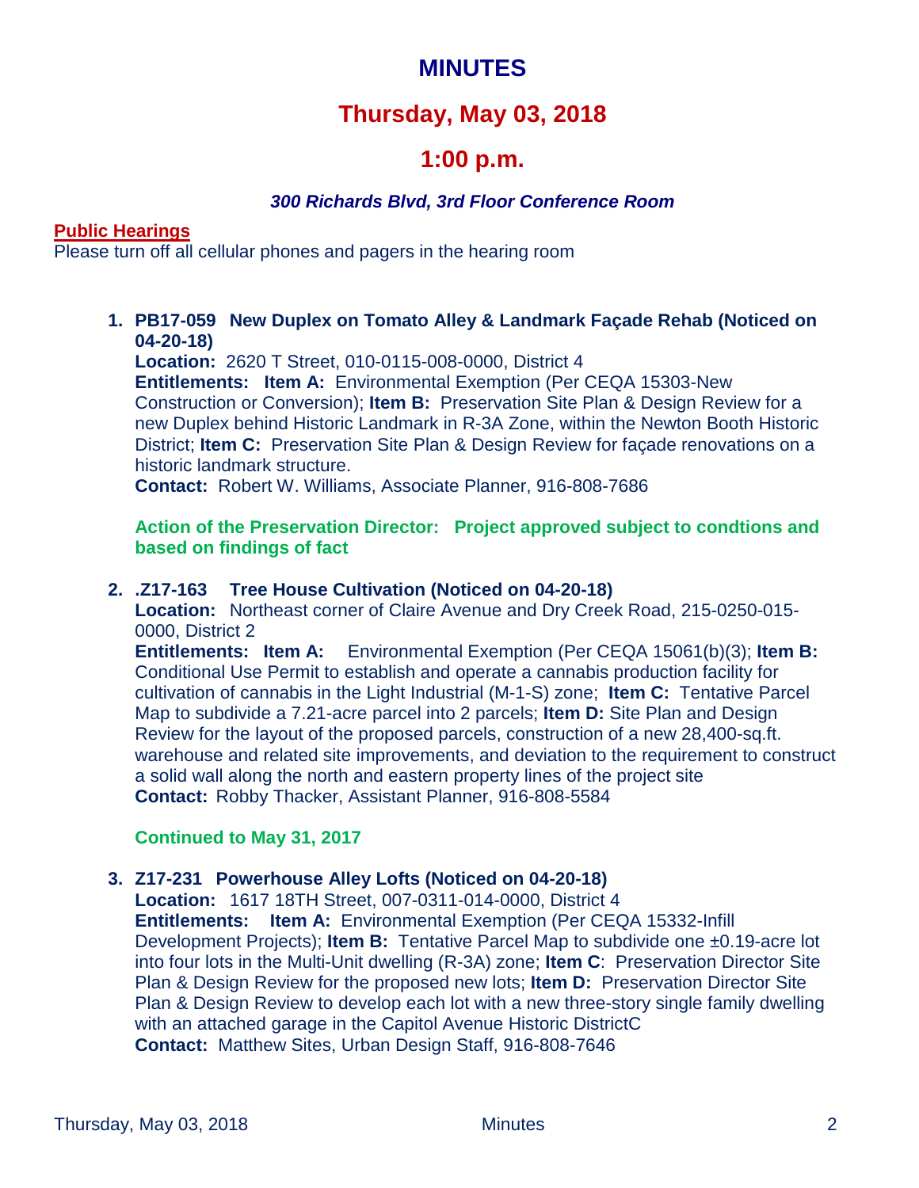# MINUTES

## Thursday, May 03, 2018

## 1:00 p.m.

***300 Richards Blvd, 3rd Floor Conference Room***

**Public Hearings**

Please turn off all cellular phones and pagers in the hearing room

1. **PB17-059 New Duplex on Tomato Alley & Landmark Façade Rehab (Noticed on 04-20-18)**
   **Location:** 2620 T Street, 010-0115-008-0000, District 4
   **Entitlements: Item A:** Environmental Exemption (Per CEQA 15303-New Construction or Conversion); **Item B:** Preservation Site Plan & Design Review for a new Duplex behind Historic Landmark in R-3A Zone, within the Newton Booth Historic District; **Item C:** Preservation Site Plan & Design Review for façade renovations on a historic landmark structure.
   **Contact:** Robert W. Williams, Associate Planner, 916-808-7686

   **Action of the Preservation Director: Project approved subject to condtions and based on findings of fact**

2. **.Z17-163 Tree House Cultivation (Noticed on 04-20-18)**
   **Location:** Northeast corner of Claire Avenue and Dry Creek Road, 215-0250-015-0000, District 2
   **Entitlements: Item A:** Environmental Exemption (Per CEQA 15061(b)(3); **Item B:** Conditional Use Permit to establish and operate a cannabis production facility for cultivation of cannabis in the Light Industrial (M-1-S) zone; **Item C:** Tentative Parcel Map to subdivide a 7.21-acre parcel into 2 parcels; **Item D:** Site Plan and Design Review for the layout of the proposed parcels, construction of a new 28,400-sq.ft. warehouse and related site improvements, and deviation to the requirement to construct a solid wall along the north and eastern property lines of the project site
   **Contact:** Robby Thacker, Assistant Planner, 916-808-5584

   **Continued to May 31, 2017**

3. **Z17-231 Powerhouse Alley Lofts (Noticed on 04-20-18)**
   **Location:** 1617 18TH Street, 007-0311-014-0000, District 4
   **Entitlements: Item A:** Environmental Exemption (Per CEQA 15332-Infill Development Projects); **Item B:** Tentative Parcel Map to subdivide one ±0.19-acre lot into four lots in the Multi-Unit dwelling (R-3A) zone; **Item C**: Preservation Director Site Plan & Design Review for the proposed new lots; **Item D:** Preservation Director Site Plan & Design Review to develop each lot with a new three-story single family dwelling with an attached garage in the Capitol Avenue Historic DistrictC
   **Contact:** Matthew Sites, Urban Design Staff, 916-808-7646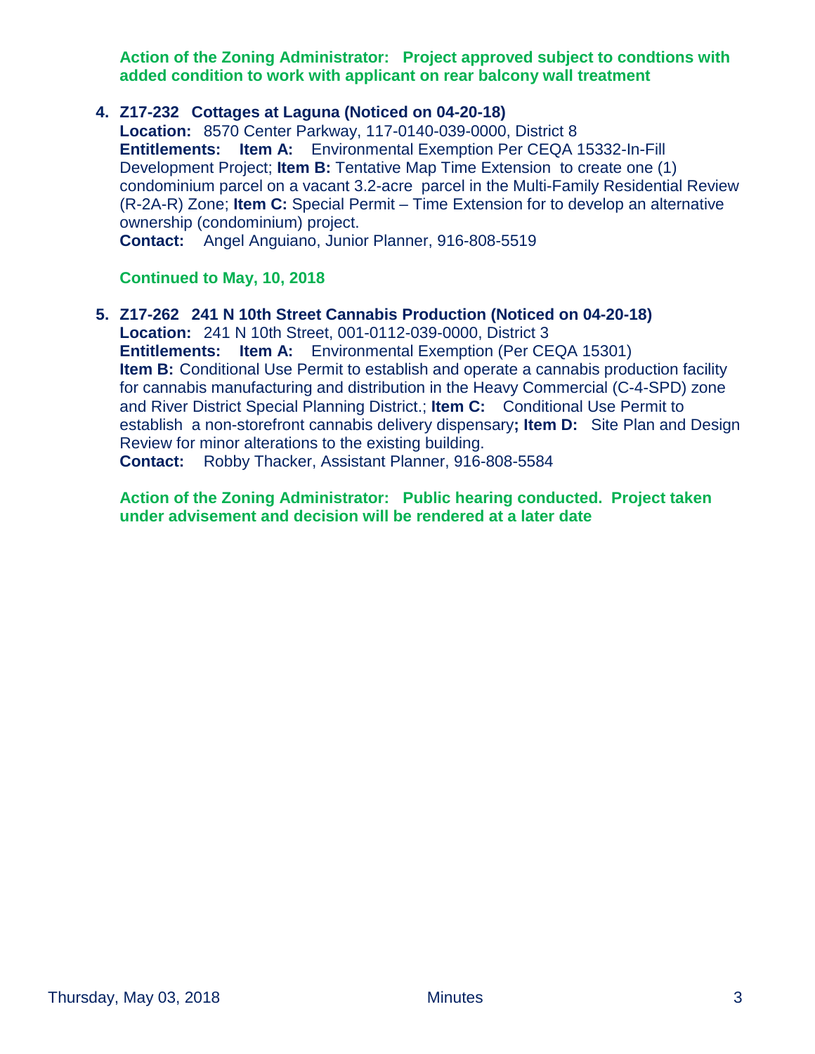**Action of the Zoning Administrator: Project approved subject to condtions with added condition to work with applicant on rear balcony wall treatment**

4. **Z17-232 Cottages at Laguna (Noticed on 04-20-18)**
   **Location:** 8570 Center Parkway, 117-0140-039-0000, District 8
   **Entitlements: Item A:** Environmental Exemption Per CEQA 15332-In-Fill Development Project; **Item B:** Tentative Map Time Extension to create one (1) condominium parcel on a vacant 3.2-acre parcel in the Multi-Family Residential Review (R-2A-R) Zone; **Item C:** Special Permit – Time Extension for to develop an alternative ownership (condominium) project.
   **Contact:** Angel Anguiano, Junior Planner, 916-808-5519

   **Continued to May, 10, 2018**

5. **Z17-262 241 N 10th Street Cannabis Production (Noticed on 04-20-18)**
   **Location:** 241 N 10th Street, 001-0112-039-0000, District 3
   **Entitlements: Item A:** Environmental Exemption (Per CEQA 15301)
   **Item B:** Conditional Use Permit to establish and operate a cannabis production facility for cannabis manufacturing and distribution in the Heavy Commercial (C-4-SPD) zone and River District Special Planning District.; **Item C:** Conditional Use Permit to establish a non-storefront cannabis delivery dispensary**; Item D:** Site Plan and Design Review for minor alterations to the existing building.
   **Contact:** Robby Thacker, Assistant Planner, 916-808-5584

   **Action of the Zoning Administrator: Public hearing conducted. Project taken under advisement and decision will be rendered at a later date**